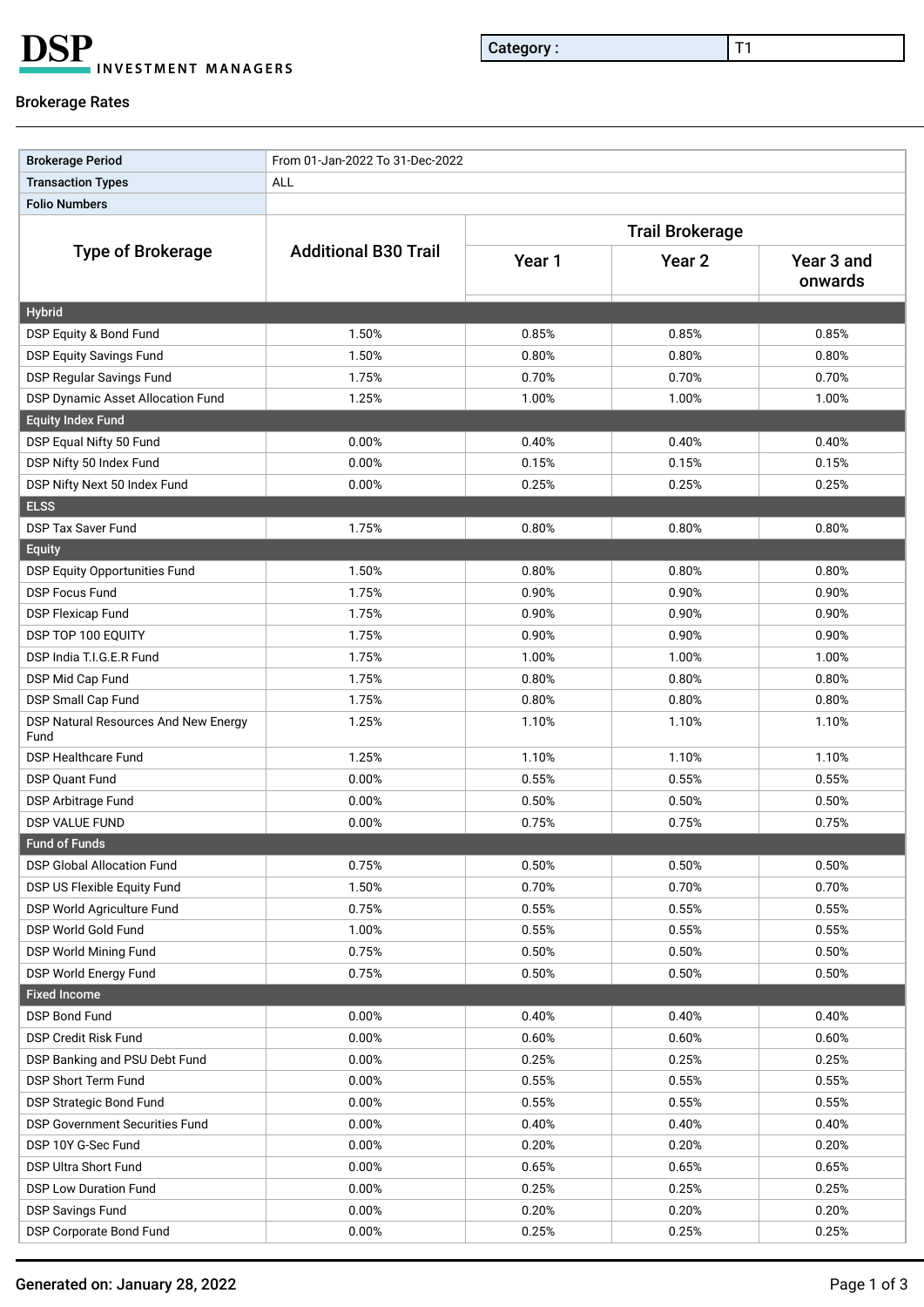DSP INVESTMENT MANAGERS

| Category : | T1 |
|---|---|

## Brokerage Rates

| Brokerage Period | From 01-Jan-2022 To 31-Dec-2022 |
|---|---|
| Transaction Types | ALL |
| Folio Numbers | |

| Type of Brokerage | Additional B30 Trail | Trail Brokerage | | |
|---|---|---|---|---|
| | | Year 1 | Year 2 | Year 3 and onwards |
| **Hybrid** | | | | |
| DSP Equity & Bond Fund | 1.50% | 0.85% | 0.85% | 0.85% |
| DSP Equity Savings Fund | 1.50% | 0.80% | 0.80% | 0.80% |
| DSP Regular Savings Fund | 1.75% | 0.70% | 0.70% | 0.70% |
| DSP Dynamic Asset Allocation Fund | 1.25% | 1.00% | 1.00% | 1.00% |
| **Equity Index Fund** | | | | |
| DSP Equal Nifty 50 Fund | 0.00% | 0.40% | 0.40% | 0.40% |
| DSP Nifty 50 Index Fund | 0.00% | 0.15% | 0.15% | 0.15% |
| DSP Nifty Next 50 Index Fund | 0.00% | 0.25% | 0.25% | 0.25% |
| **ELSS** | | | | |
| DSP Tax Saver Fund | 1.75% | 0.80% | 0.80% | 0.80% |
| **Equity** | | | | |
| DSP Equity Opportunities Fund | 1.50% | 0.80% | 0.80% | 0.80% |
| DSP Focus Fund | 1.75% | 0.90% | 0.90% | 0.90% |
| DSP Flexicap Fund | 1.75% | 0.90% | 0.90% | 0.90% |
| DSP TOP 100 EQUITY | 1.75% | 0.90% | 0.90% | 0.90% |
| DSP India T.I.G.E.R Fund | 1.75% | 1.00% | 1.00% | 1.00% |
| DSP Mid Cap Fund | 1.75% | 0.80% | 0.80% | 0.80% |
| DSP Small Cap Fund | 1.75% | 0.80% | 0.80% | 0.80% |
| DSP Natural Resources And New Energy Fund | 1.25% | 1.10% | 1.10% | 1.10% |
| DSP Healthcare Fund | 1.25% | 1.10% | 1.10% | 1.10% |
| DSP Quant Fund | 0.00% | 0.55% | 0.55% | 0.55% |
| DSP Arbitrage Fund | 0.00% | 0.50% | 0.50% | 0.50% |
| DSP VALUE FUND | 0.00% | 0.75% | 0.75% | 0.75% |
| **Fund of Funds** | | | | |
| DSP Global Allocation Fund | 0.75% | 0.50% | 0.50% | 0.50% |
| DSP US Flexible Equity Fund | 1.50% | 0.70% | 0.70% | 0.70% |
| DSP World Agriculture Fund | 0.75% | 0.55% | 0.55% | 0.55% |
| DSP World Gold Fund | 1.00% | 0.55% | 0.55% | 0.55% |
| DSP World Mining Fund | 0.75% | 0.50% | 0.50% | 0.50% |
| DSP World Energy Fund | 0.75% | 0.50% | 0.50% | 0.50% |
| **Fixed Income** | | | | |
| DSP Bond Fund | 0.00% | 0.40% | 0.40% | 0.40% |
| DSP Credit Risk Fund | 0.00% | 0.60% | 0.60% | 0.60% |
| DSP Banking and PSU Debt Fund | 0.00% | 0.25% | 0.25% | 0.25% |
| DSP Short Term Fund | 0.00% | 0.55% | 0.55% | 0.55% |
| DSP Strategic Bond Fund | 0.00% | 0.55% | 0.55% | 0.55% |
| DSP Government Securities Fund | 0.00% | 0.40% | 0.40% | 0.40% |
| DSP 10Y G-Sec Fund | 0.00% | 0.20% | 0.20% | 0.20% |
| DSP Ultra Short Fund | 0.00% | 0.65% | 0.65% | 0.65% |
| DSP Low Duration Fund | 0.00% | 0.25% | 0.25% | 0.25% |
| DSP Savings Fund | 0.00% | 0.20% | 0.20% | 0.20% |
| DSP Corporate Bond Fund | 0.00% | 0.25% | 0.25% | 0.25% |

Generated on: January 28, 2022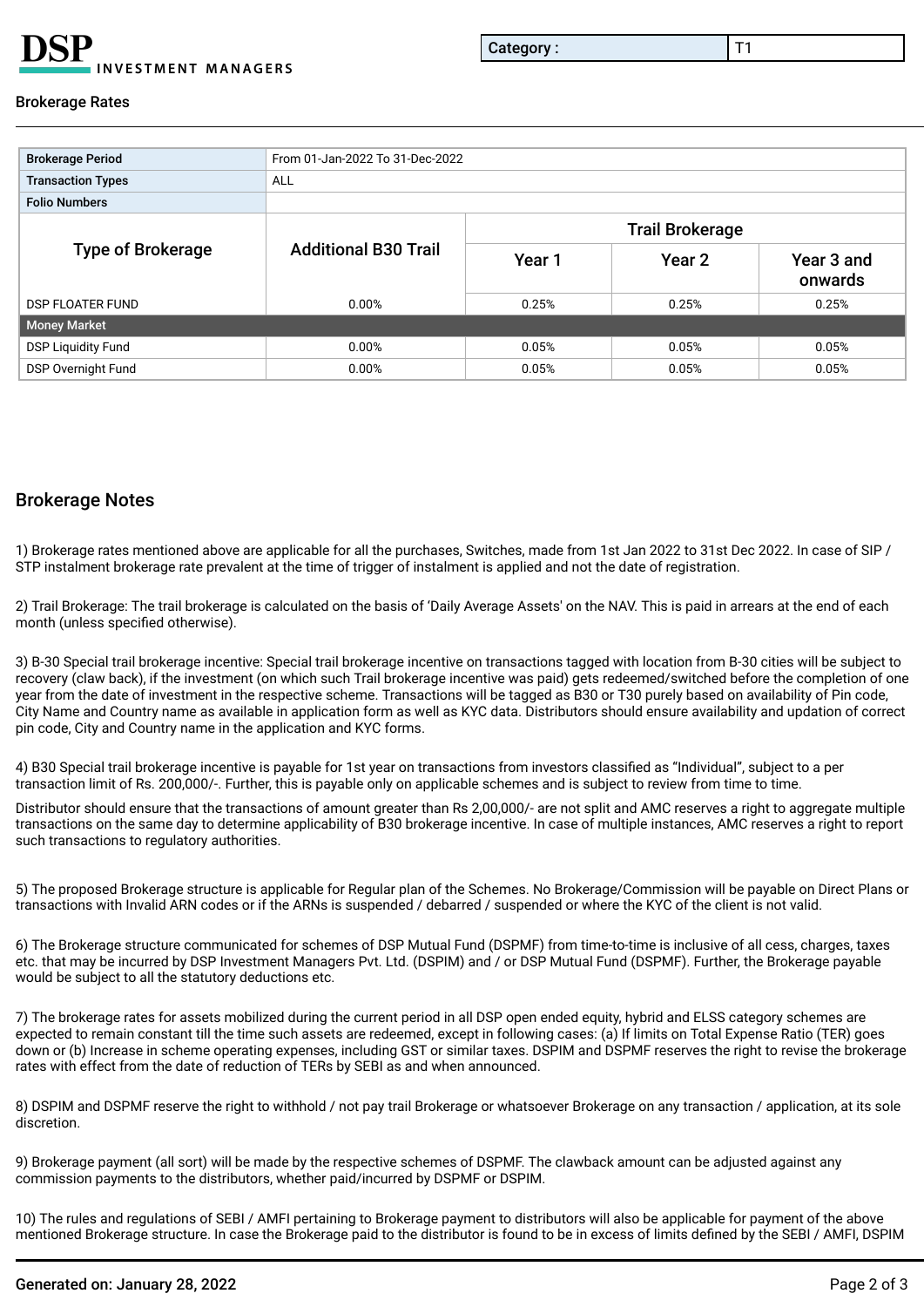DSP INVESTMENT MANAGERS

| Category : | T1 |
|---|---|

Brokerage Rates

| Brokerage Period | From 01-Jan-2022 To 31-Dec-2022 | | | |
|---|---|---|---|---|
| Transaction Types | ALL | | | |
| Folio Numbers | | | | |
| Type of Brokerage | Additional B30 Trail | Trail Brokerage | | |
| | | Year 1 | Year 2 | Year 3 and onwards |
| DSP FLOATER FUND | 0.00% | 0.25% | 0.25% | 0.25% |
| **Money Market** | | | | |
| DSP Liquidity Fund | 0.00% | 0.05% | 0.05% | 0.05% |
| DSP Overnight Fund | 0.00% | 0.05% | 0.05% | 0.05% |

## Brokerage Notes

1) Brokerage rates mentioned above are applicable for all the purchases, Switches, made from 1st Jan 2022 to 31st Dec 2022. In case of SIP / STP instalment brokerage rate prevalent at the time of trigger of instalment is applied and not the date of registration.

2) Trail Brokerage: The trail brokerage is calculated on the basis of 'Daily Average Assets' on the NAV. This is paid in arrears at the end of each month (unless specified otherwise).

3) B-30 Special trail brokerage incentive: Special trail brokerage incentive on transactions tagged with location from B-30 cities will be subject to recovery (claw back), if the investment (on which such Trail brokerage incentive was paid) gets redeemed/switched before the completion of one year from the date of investment in the respective scheme. Transactions will be tagged as B30 or T30 purely based on availability of Pin code, City Name and Country name as available in application form as well as KYC data. Distributors should ensure availability and updation of correct pin code, City and Country name in the application and KYC forms.

4) B30 Special trail brokerage incentive is payable for 1st year on transactions from investors classified as "Individual", subject to a per transaction limit of Rs. 200,000/-. Further, this is payable only on applicable schemes and is subject to review from time to time.

Distributor should ensure that the transactions of amount greater than Rs 2,00,000/- are not split and AMC reserves a right to aggregate multiple transactions on the same day to determine applicability of B30 brokerage incentive. In case of multiple instances, AMC reserves a right to report such transactions to regulatory authorities.

5) The proposed Brokerage structure is applicable for Regular plan of the Schemes. No Brokerage/Commission will be payable on Direct Plans or transactions with Invalid ARN codes or if the ARNs is suspended / debarred / suspended or where the KYC of the client is not valid.

6) The Brokerage structure communicated for schemes of DSP Mutual Fund (DSPMF) from time-to-time is inclusive of all cess, charges, taxes etc. that may be incurred by DSP Investment Managers Pvt. Ltd. (DSPIM) and / or DSP Mutual Fund (DSPMF). Further, the Brokerage payable would be subject to all the statutory deductions etc.

7) The brokerage rates for assets mobilized during the current period in all DSP open ended equity, hybrid and ELSS category schemes are expected to remain constant till the time such assets are redeemed, except in following cases: (a) If limits on Total Expense Ratio (TER) goes down or (b) Increase in scheme operating expenses, including GST or similar taxes. DSPIM and DSPMF reserves the right to revise the brokerage rates with effect from the date of reduction of TERs by SEBI as and when announced.

8) DSPIM and DSPMF reserve the right to withhold / not pay trail Brokerage or whatsoever Brokerage on any transaction / application, at its sole discretion.

9) Brokerage payment (all sort) will be made by the respective schemes of DSPMF. The clawback amount can be adjusted against any commission payments to the distributors, whether paid/incurred by DSPMF or DSPIM.

10) The rules and regulations of SEBI / AMFI pertaining to Brokerage payment to distributors will also be applicable for payment of the above mentioned Brokerage structure. In case the Brokerage paid to the distributor is found to be in excess of limits defined by the SEBI / AMFI, DSPIM

Generated on: January 28, 2022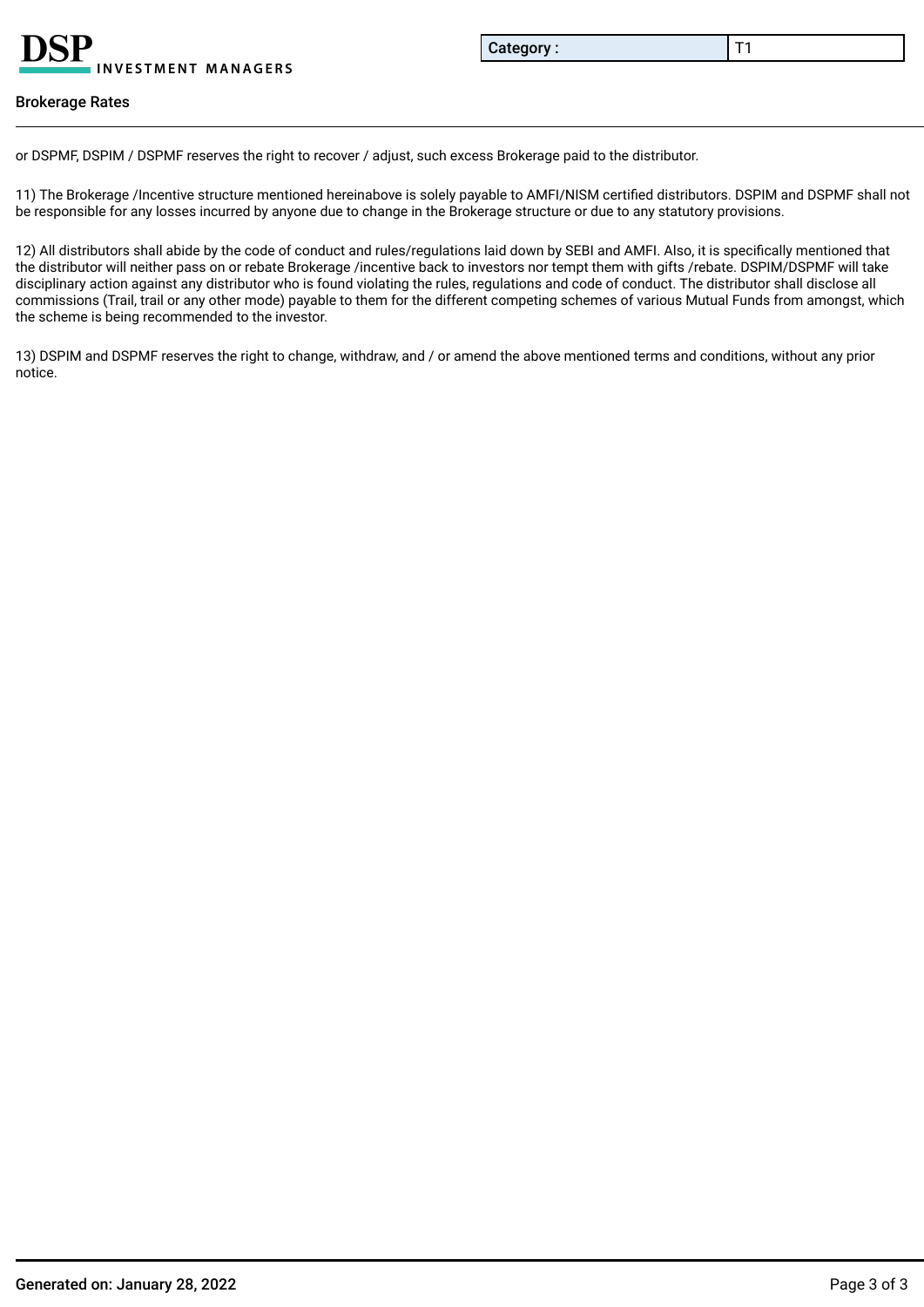or DSPMF, DSPIM / DSPMF reserves the right to recover / adjust, such excess Brokerage paid to the distributor.

11) The Brokerage /Incentive structure mentioned hereinabove is solely payable to AMFI/NISM certified distributors. DSPIM and DSPMF shall not be responsible for any losses incurred by anyone due to change in the Brokerage structure or due to any statutory provisions.

12) All distributors shall abide by the code of conduct and rules/regulations laid down by SEBI and AMFI. Also, it is specifically mentioned that the distributor will neither pass on or rebate Brokerage /incentive back to investors nor tempt them with gifts /rebate. DSPIM/DSPMF will take disciplinary action against any distributor who is found violating the rules, regulations and code of conduct. The distributor shall disclose all commissions (Trail, trail or any other mode) payable to them for the different competing schemes of various Mutual Funds from amongst, which the scheme is being recommended to the investor.

13) DSPIM and DSPMF reserves the right to change, withdraw, and / or amend the above mentioned terms and conditions, without any prior notice.